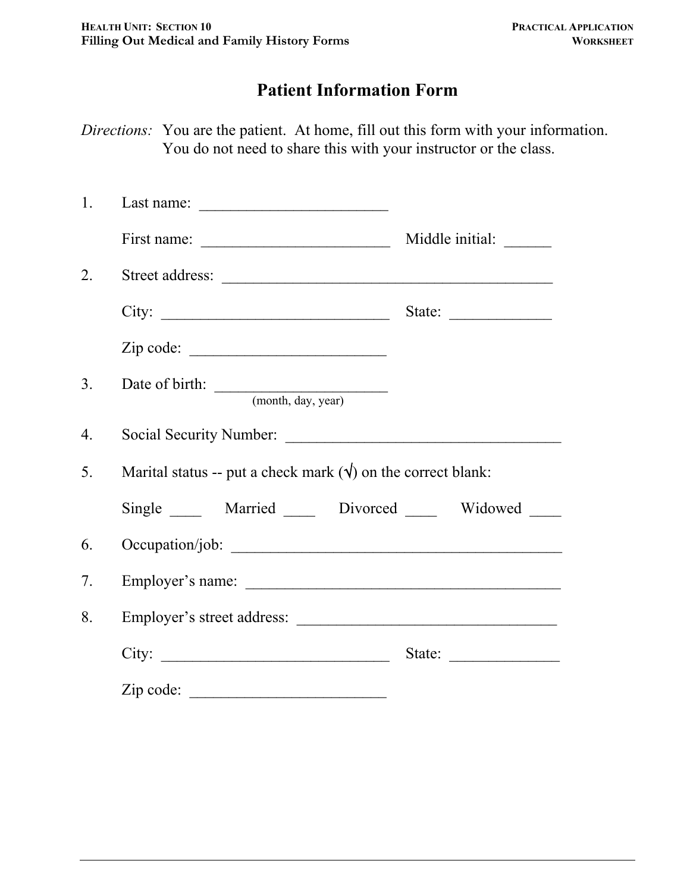HEALTH UNIT: SECTION 10
**Filling Out Medical and Family History Forms**

PRACTICAL APPLICATION WORKSHEET

# Patient Information Form

*Directions:* You are the patient. At home, fill out this form with your information. You do not need to share this with your instructor or the class.

1. Last name: ________________________

   First name: ________________________ Middle initial: ______

2. Street address: __________________________________________

   City: _____________________________ State: _____________

   Zip code: _________________________

3. Date of birth: ______________________
   (month, day, year)

4. Social Security Number: ___________________________________

5. Marital status -- put a check mark (√) on the correct blank:

   Single ____ Married ____ Divorced ____ Widowed ____

6. Occupation/job: __________________________________________

7. Employer's name: ________________________________________

8. Employer's street address: _________________________________

   City: _____________________________ State: ______________

   Zip code: _________________________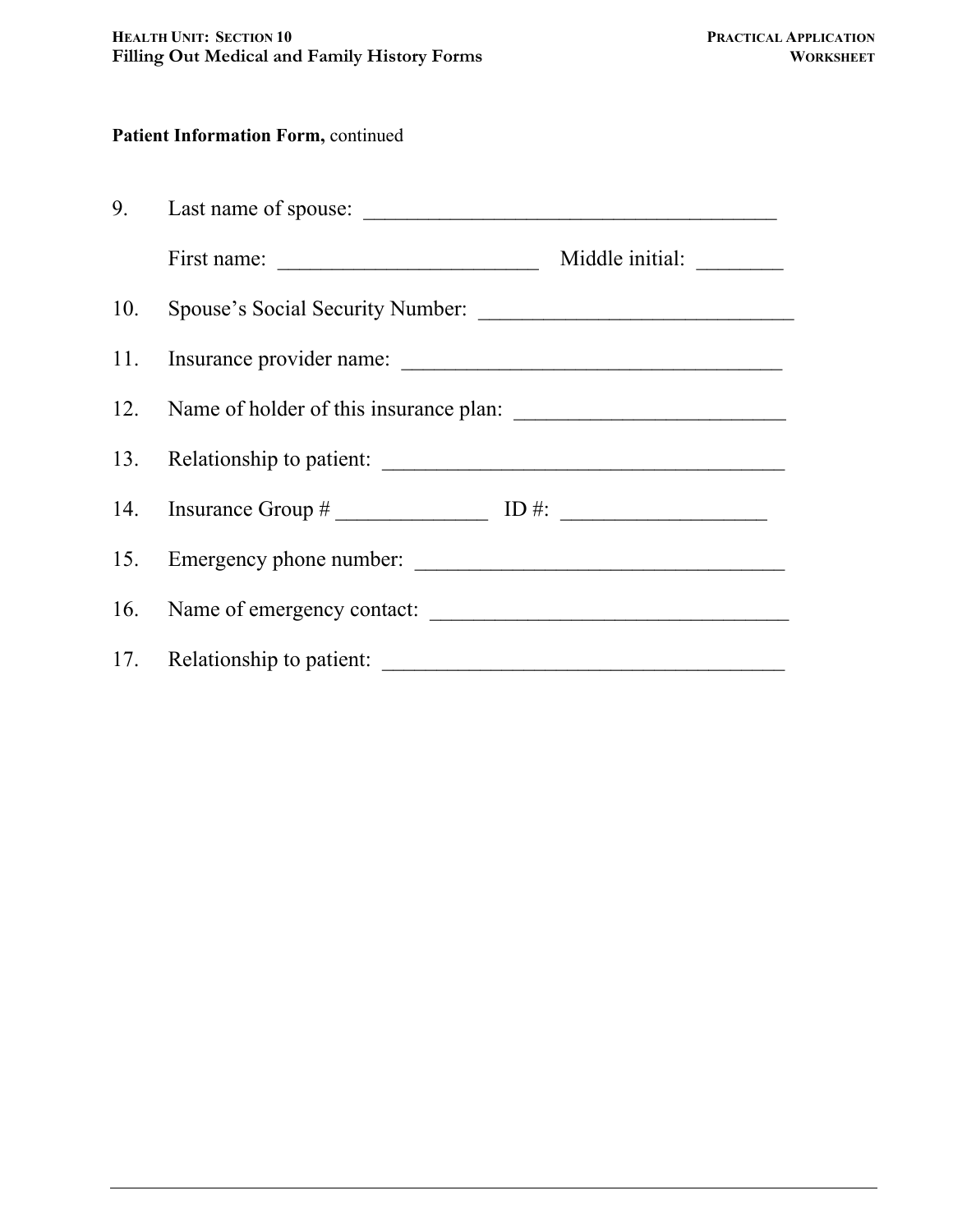**Patient Information Form,** continued

9. Last name of spouse: ______________________________________

   First name: ________________________ Middle initial: ________

10. Spouse's Social Security Number: _____________________________

11. Insurance provider name: ___________________________________

12. Name of holder of this insurance plan: _________________________

13. Relationship to patient: _____________________________________

14. Insurance Group # ______________ ID #: ___________________

15. Emergency phone number: __________________________________

16. Name of emergency contact: _________________________________

17. Relationship to patient: _____________________________________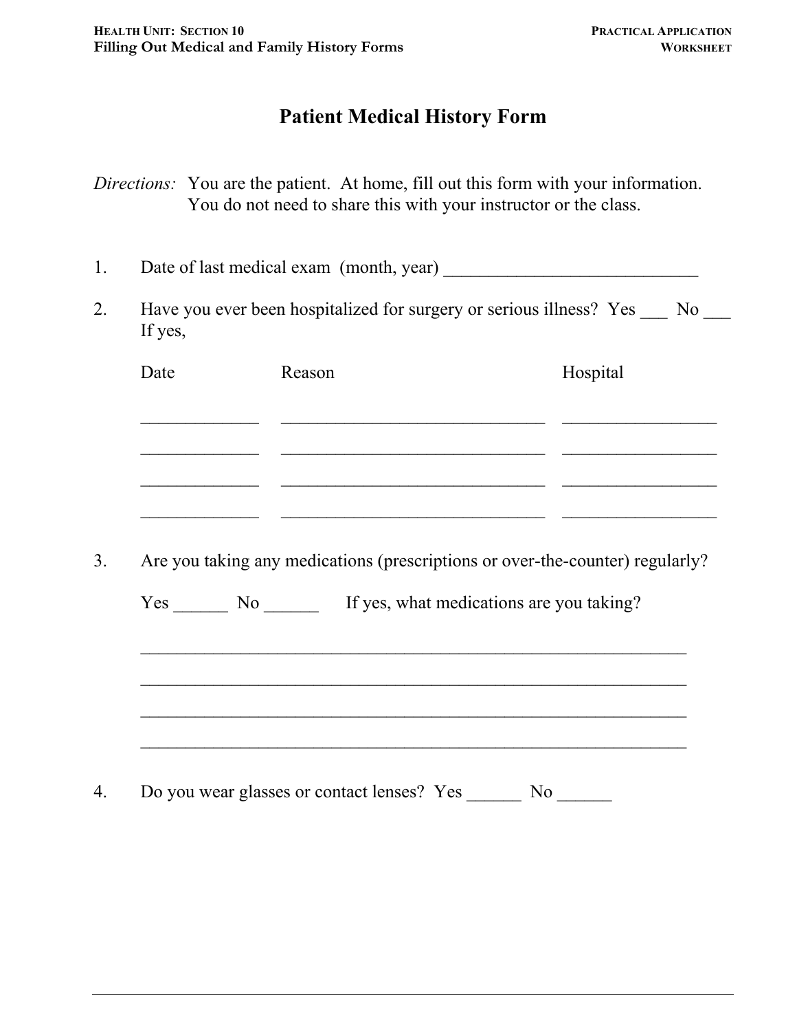# Patient Medical History Form

*Directions:* You are the patient. At home, fill out this form with your information. You do not need to share this with your instructor or the class.

1. Date of last medical exam (month, year) ____________________________

2. Have you ever been hospitalized for surgery or serious illness? Yes ___ No ___
   If yes,

| Date | Reason | Hospital |
|---|---|---|
| _____________ | ______________________________ | _________________ |
| _____________ | ______________________________ | _________________ |
| _____________ | ______________________________ | _________________ |
| _____________ | ______________________________ | _________________ |

3. Are you taking any medications (prescriptions or over-the-counter) regularly?

   Yes ______ No ______ If yes, what medications are you taking?

   ______________________________________________________________

   ______________________________________________________________

   ______________________________________________________________

   ______________________________________________________________

4. Do you wear glasses or contact lenses? Yes ______ No ______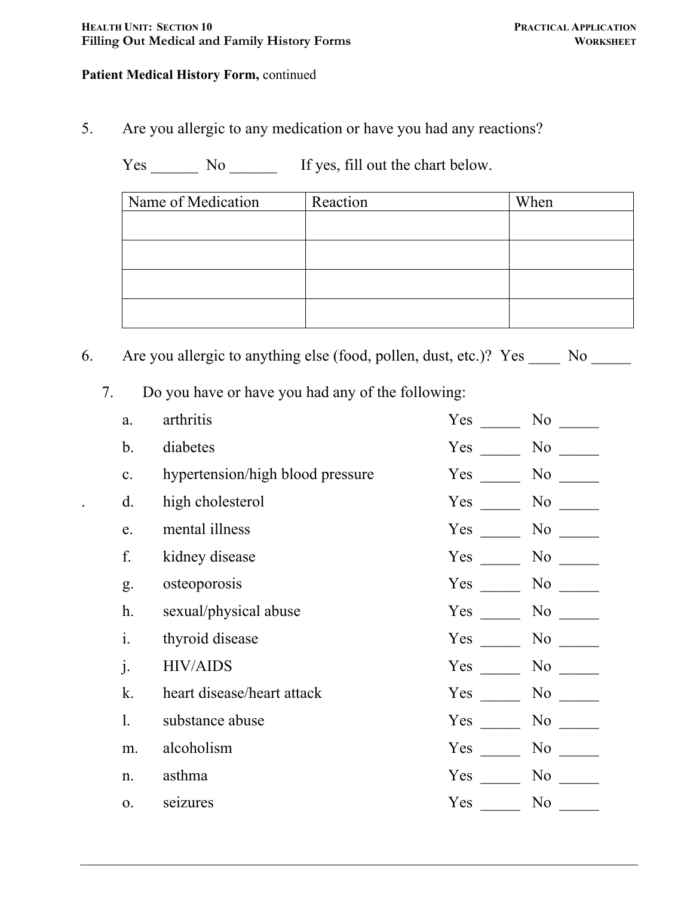**Patient Medical History Form,** continued

5. Are you allergic to any medication or have you had any reactions?

   Yes ______ No ______ If yes, fill out the chart below.

| Name of Medication | Reaction | When |
|---|---|---|
| | | |
| | | |
| | | |
| | | |

6. Are you allergic to anything else (food, pollen, dust, etc.)? Yes ____ No _____

7. Do you have or have you had any of the following:

   a. arthritis Yes _____ No _____
   
   b. diabetes Yes _____ No _____
   
   c. hypertension/high blood pressure Yes _____ No _____
   
   d. high cholesterol Yes _____ No _____
   
   e. mental illness Yes _____ No _____
   
   f. kidney disease Yes _____ No _____
   
   g. osteoporosis Yes _____ No _____
   
   h. sexual/physical abuse Yes _____ No _____
   
   i. thyroid disease Yes _____ No _____
   
   j. HIV/AIDS Yes _____ No _____
   
   k. heart disease/heart attack Yes _____ No _____
   
   l. substance abuse Yes _____ No _____
   
   m. alcoholism Yes _____ No _____
   
   n. asthma Yes _____ No _____
   
   o. seizures Yes _____ No _____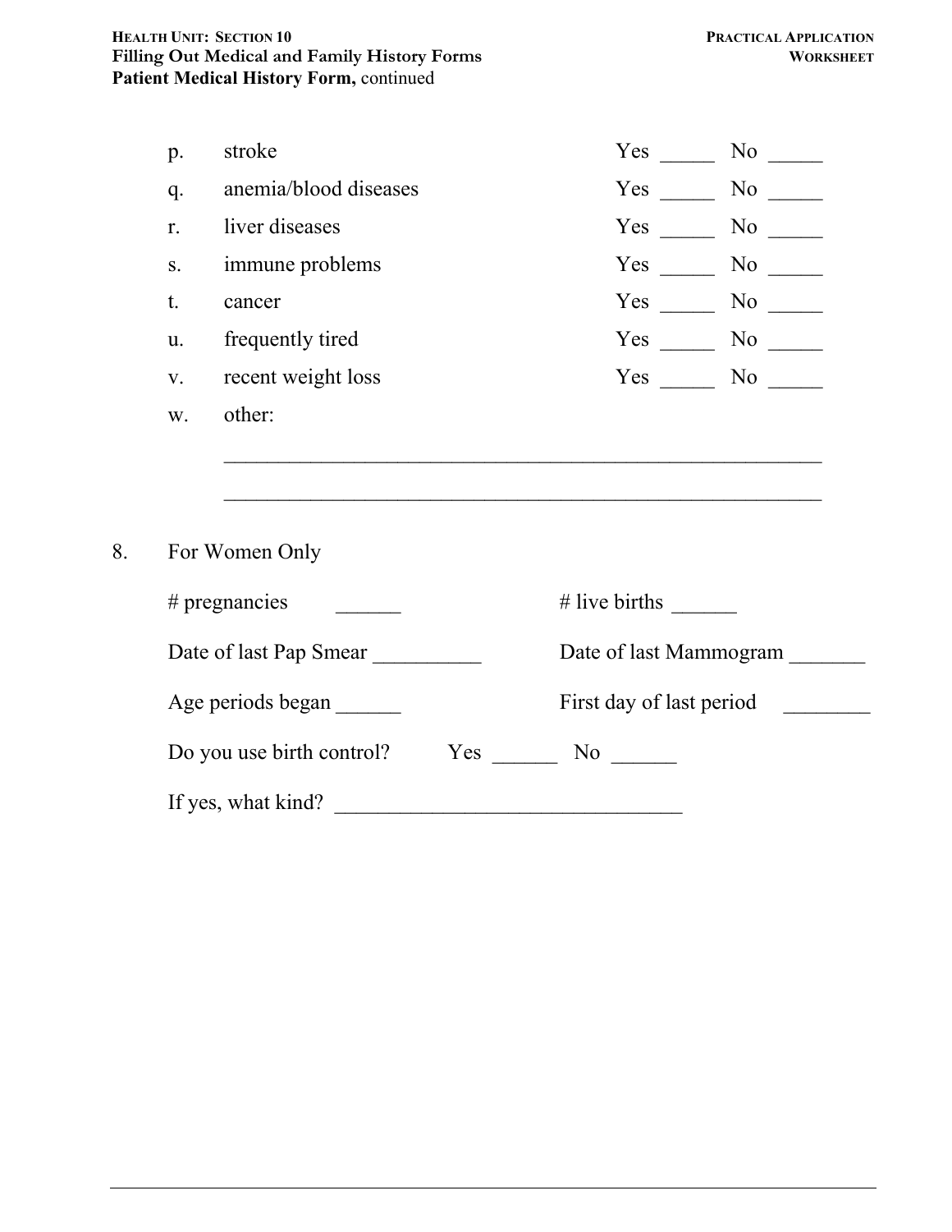**Patient Medical History Form,** continued

p. stroke Yes _____ No _____

q. anemia/blood diseases Yes _____ No _____

r. liver diseases Yes _____ No _____

s. immune problems Yes _____ No _____

t. cancer Yes _____ No _____

u. frequently tired Yes _____ No _____

v. recent weight loss Yes _____ No _____

w. other:

_______________________________________________________

_______________________________________________________

8. For Women Only

# pregnancies ______ # live births ______

Date of last Pap Smear __________ Date of last Mammogram _______

Age periods began ______ First day of last period ________

Do you use birth control? Yes ______ No ______

If yes, what kind? ________________________________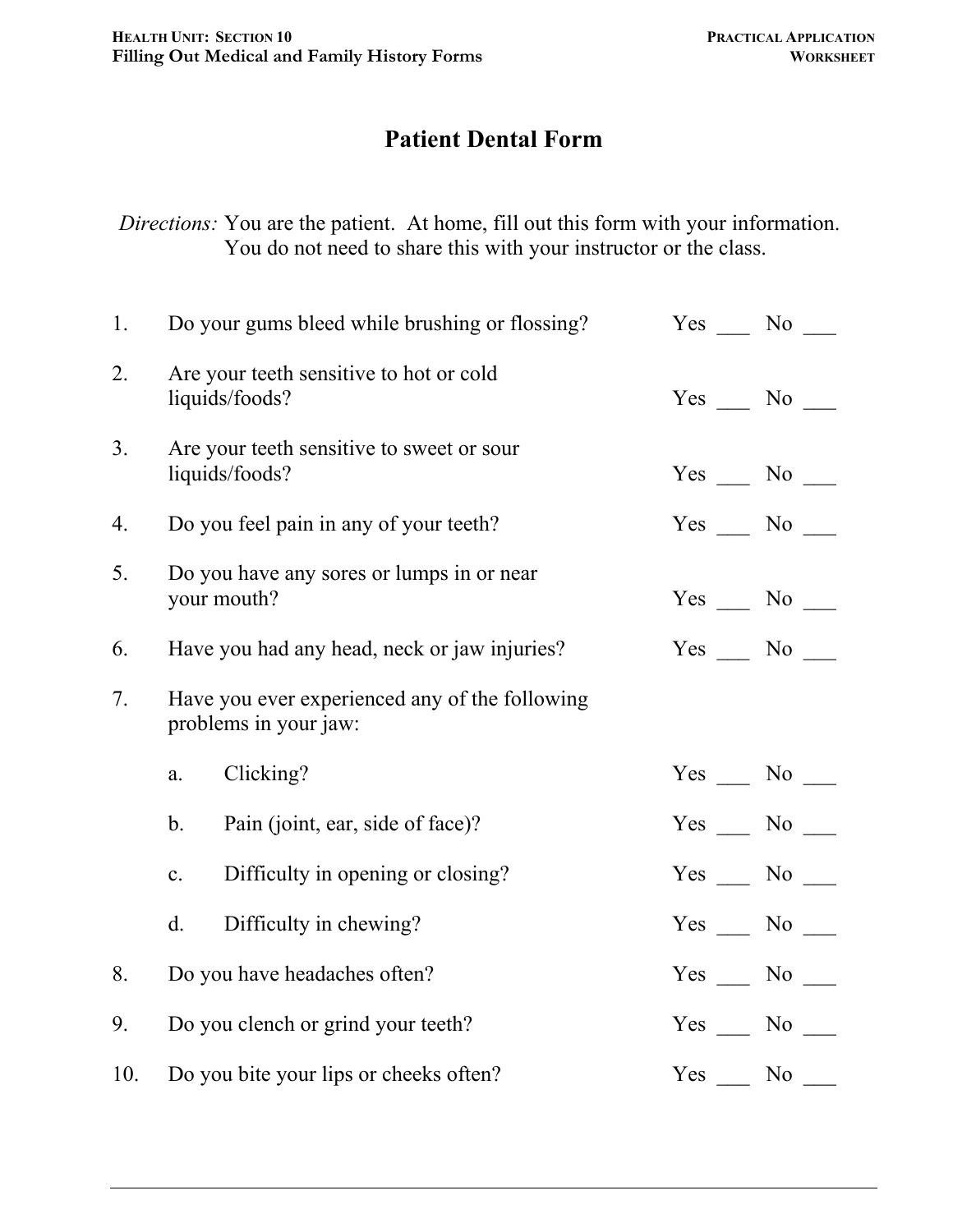# Patient Dental Form

*Directions:* You are the patient. At home, fill out this form with your information. You do not need to share this with your instructor or the class.

1. Do your gums bleed while brushing or flossing? Yes ___ No ___

2. Are your teeth sensitive to hot or cold liquids/foods? Yes ___ No ___

3. Are your teeth sensitive to sweet or sour liquids/foods? Yes ___ No ___

4. Do you feel pain in any of your teeth? Yes ___ No ___

5. Do you have any sores or lumps in or near your mouth? Yes ___ No ___

6. Have you had any head, neck or jaw injuries? Yes ___ No ___

7. Have you ever experienced any of the following problems in your jaw:

   a. Clicking? Yes ___ No ___

   b. Pain (joint, ear, side of face)? Yes ___ No ___

   c. Difficulty in opening or closing? Yes ___ No ___

   d. Difficulty in chewing? Yes ___ No ___

8. Do you have headaches often? Yes ___ No ___

9. Do you clench or grind your teeth? Yes ___ No ___

10. Do you bite your lips or cheeks often? Yes ___ No ___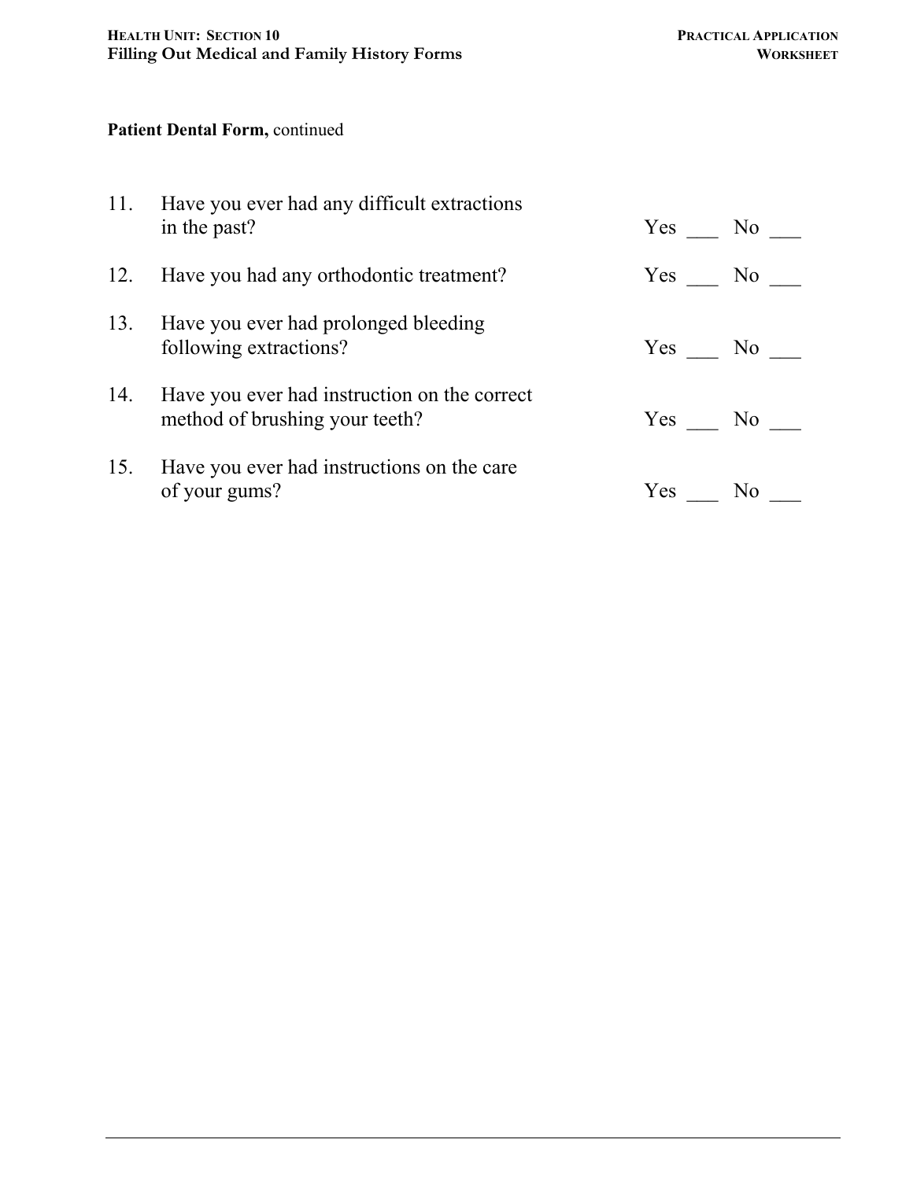**Patient Dental Form,** continued

11. Have you ever had any difficult extractions in the past? Yes ___ No ___

12. Have you had any orthodontic treatment? Yes ___ No ___

13. Have you ever had prolonged bleeding following extractions? Yes ___ No ___

14. Have you ever had instruction on the correct method of brushing your teeth? Yes ___ No ___

15. Have you ever had instructions on the care of your gums? Yes ___ No ___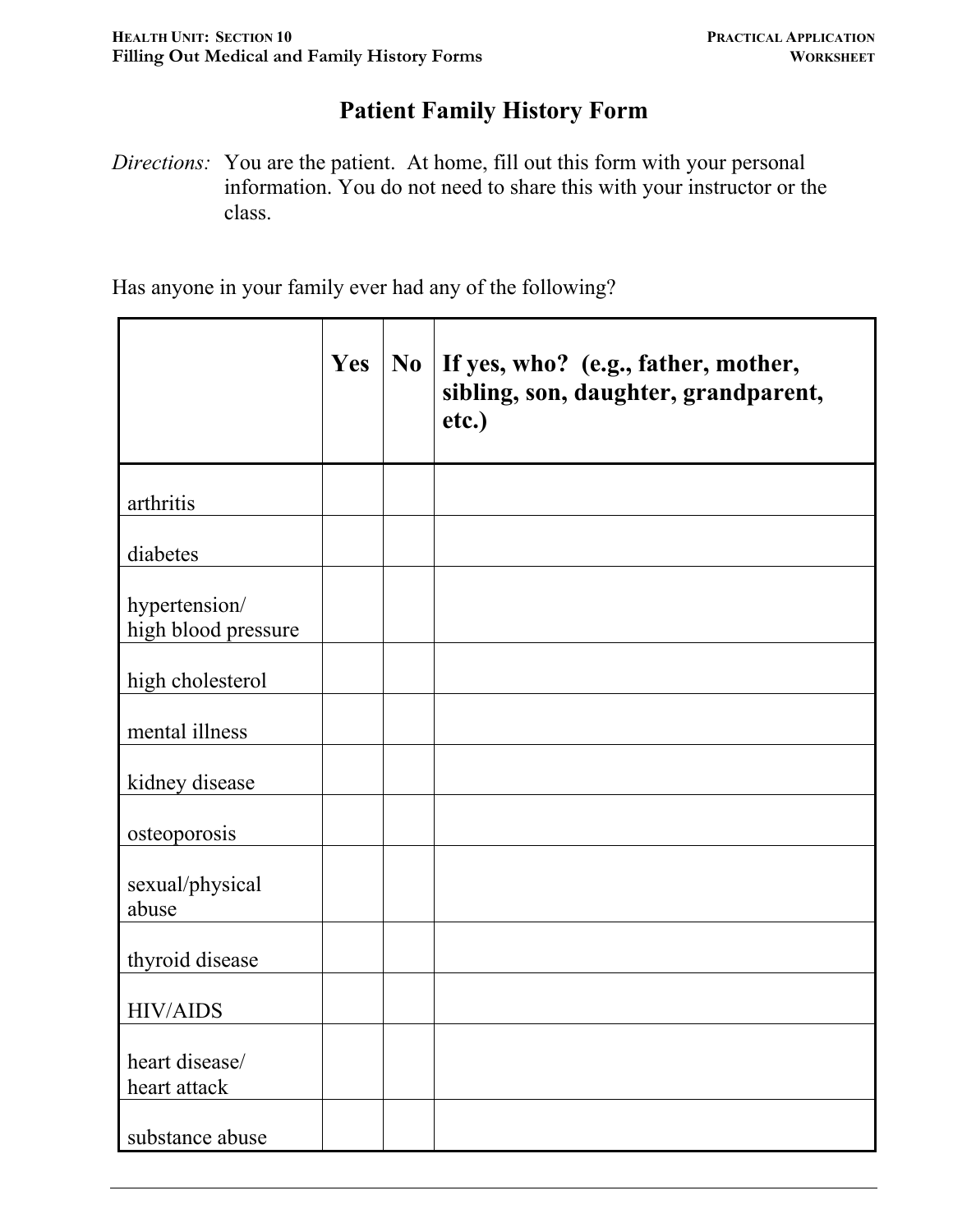# Patient Family History Form

*Directions:* You are the patient. At home, fill out this form with your personal information. You do not need to share this with your instructor or the class.

Has anyone in your family ever had any of the following?

| | Yes | No | If yes, who? (e.g., father, mother, sibling, son, daughter, grandparent, etc.) |
|---|---|---|---|
| arthritis | | | |
| diabetes | | | |
| hypertension/ high blood pressure | | | |
| high cholesterol | | | |
| mental illness | | | |
| kidney disease | | | |
| osteoporosis | | | |
| sexual/physical abuse | | | |
| thyroid disease | | | |
| HIV/AIDS | | | |
| heart disease/ heart attack | | | |
| substance abuse | | | |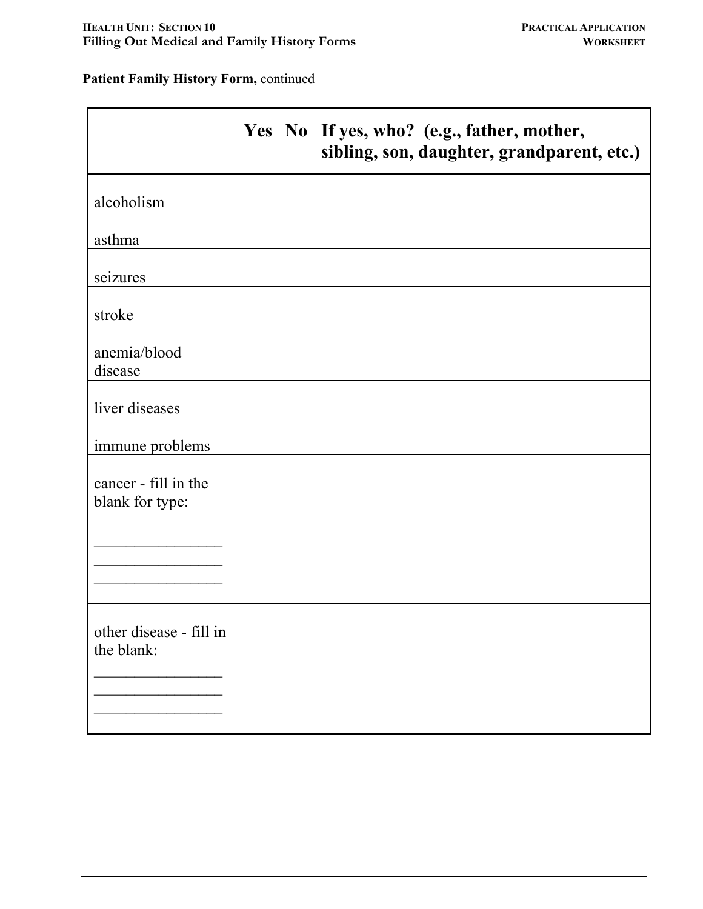**Patient Family History Form,** continued

| | Yes | No | If yes, who? (e.g., father, mother, sibling, son, daughter, grandparent, etc.) |
|---|---|---|---|
| alcoholism | | | |
| asthma | | | |
| seizures | | | |
| stroke | | | |
| anemia/blood disease | | | |
| liver diseases | | | |
| immune problems | | | |
| cancer - fill in the blank for type: ________________ ________________ ________________ | | | |
| other disease - fill in the blank: ________________ ________________ ________________ | | | |